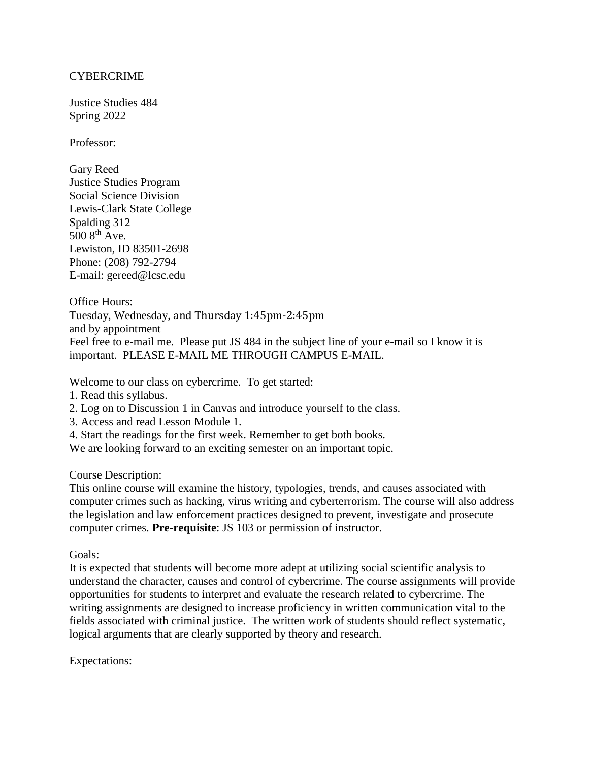CYBERCRIME

Justice Studies 484
Spring 2022

Professor:

Gary Reed
Justice Studies Program
Social Science Division
Lewis-Clark State College
Spalding 312
500 8th Ave.
Lewiston, ID 83501-2698
Phone: (208) 792-2794
E-mail: gereed@lcsc.edu

Office Hours:
Tuesday, Wednesday, and Thursday 1:45pm-2:45pm
and by appointment
Feel free to e-mail me. Please put JS 484 in the subject line of your e-mail so I know it is important. PLEASE E-MAIL ME THROUGH CAMPUS E-MAIL.

Welcome to our class on cybercrime. To get started:
1. Read this syllabus.
2. Log on to Discussion 1 in Canvas and introduce yourself to the class.
3. Access and read Lesson Module 1.
4. Start the readings for the first week. Remember to get both books.

We are looking forward to an exciting semester on an important topic.

Course Description:
This online course will examine the history, typologies, trends, and causes associated with computer crimes such as hacking, virus writing and cyberterrorism. The course will also address the legislation and law enforcement practices designed to prevent, investigate and prosecute computer crimes. **Pre-requisite**: JS 103 or permission of instructor.

Goals:
It is expected that students will become more adept at utilizing social scientific analysis to understand the character, causes and control of cybercrime. The course assignments will provide opportunities for students to interpret and evaluate the research related to cybercrime. The writing assignments are designed to increase proficiency in written communication vital to the fields associated with criminal justice. The written work of students should reflect systematic, logical arguments that are clearly supported by theory and research.

Expectations: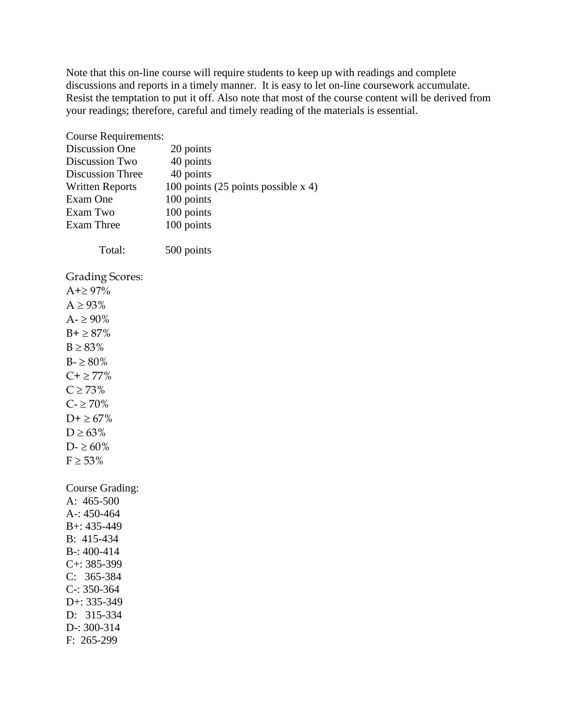Note that this on-line course will require students to keep up with readings and complete discussions and reports in a timely manner. It is easy to let on-line coursework accumulate. Resist the temptation to put it off. Also note that most of the course content will be derived from your readings; therefore, careful and timely reading of the materials is essential.

Course Requirements:

| | |
|---|---|
| Discussion One | 20 points |
| Discussion Two | 40 points |
| Discussion Three | 40 points |
| Written Reports | 100 points (25 points possible x 4) |
| Exam One | 100 points |
| Exam Two | 100 points |
| Exam Three | 100 points |
| Total: | 500 points |

Grading Scores:

A+≥ 97%
A ≥ 93%
A- ≥ 90%
B+ ≥ 87%
B ≥ 83%
B- ≥ 80%
C+ ≥ 77%
C ≥ 73%
C- ≥ 70%
D+ ≥ 67%
D ≥ 63%
D- ≥ 60%
F ≥ 53%

Course Grading:

A: 465-500
A-: 450-464
B+: 435-449
B: 415-434
B-: 400-414
C+: 385-399
C: 365-384
C-: 350-364
D+: 335-349
D: 315-334
D-: 300-314
F: 265-299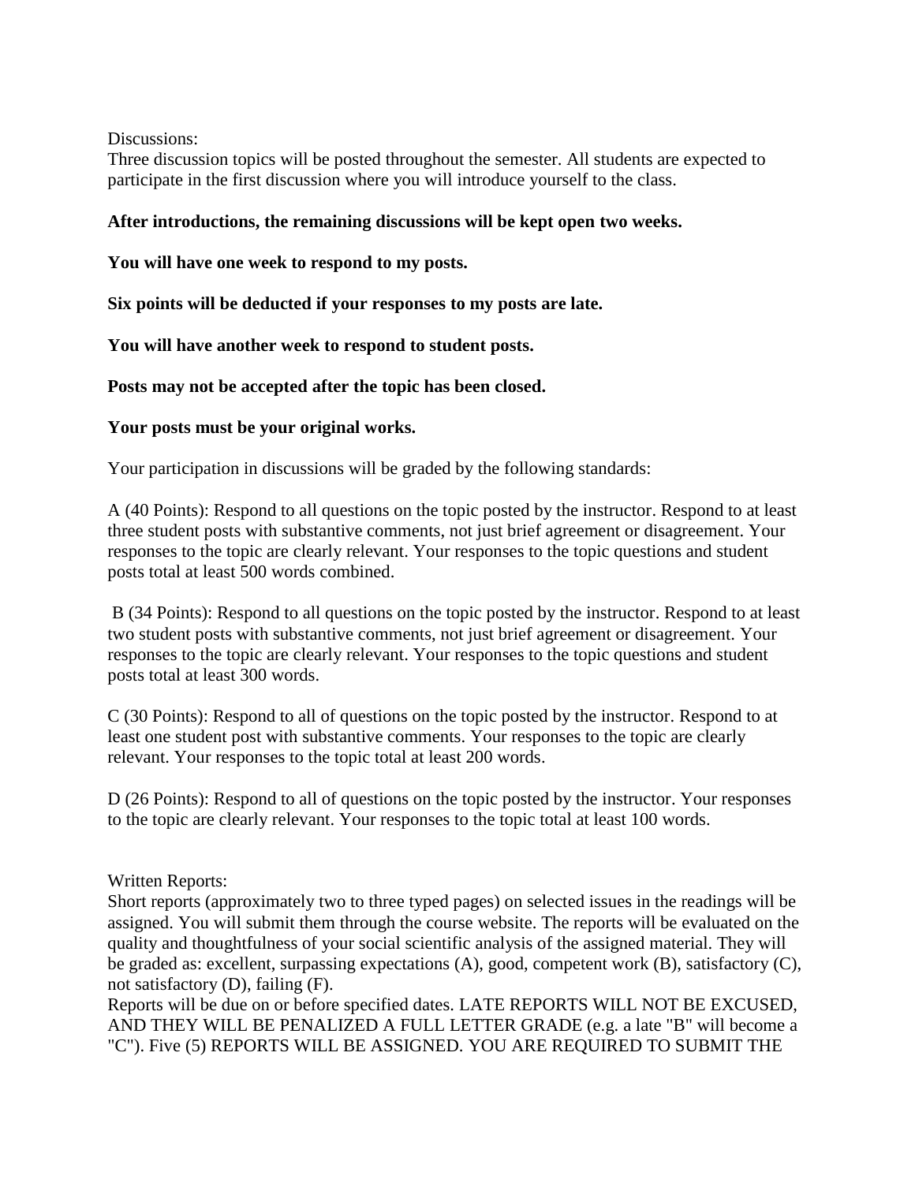Discussions:
Three discussion topics will be posted throughout the semester. All students are expected to participate in the first discussion where you will introduce yourself to the class.

**After introductions, the remaining discussions will be kept open two weeks.**

**You will have one week to respond to my posts.**

**Six points will be deducted if your responses to my posts are late.**

**You will have another week to respond to student posts.**

**Posts may not be accepted after the topic has been closed.**

**Your posts must be your original works.**

Your participation in discussions will be graded by the following standards:

A (40 Points): Respond to all questions on the topic posted by the instructor. Respond to at least three student posts with substantive comments, not just brief agreement or disagreement. Your responses to the topic are clearly relevant. Your responses to the topic questions and student posts total at least 500 words combined.

B (34 Points): Respond to all questions on the topic posted by the instructor. Respond to at least two student posts with substantive comments, not just brief agreement or disagreement. Your responses to the topic are clearly relevant. Your responses to the topic questions and student posts total at least 300 words.

C (30 Points): Respond to all of questions on the topic posted by the instructor. Respond to at least one student post with substantive comments. Your responses to the topic are clearly relevant. Your responses to the topic total at least 200 words.

D (26 Points): Respond to all of questions on the topic posted by the instructor. Your responses to the topic are clearly relevant. Your responses to the topic total at least 100 words.

Written Reports:
Short reports (approximately two to three typed pages) on selected issues in the readings will be assigned. You will submit them through the course website. The reports will be evaluated on the quality and thoughtfulness of your social scientific analysis of the assigned material. They will be graded as: excellent, surpassing expectations (A), good, competent work (B), satisfactory (C), not satisfactory (D), failing (F).
Reports will be due on or before specified dates. LATE REPORTS WILL NOT BE EXCUSED, AND THEY WILL BE PENALIZED A FULL LETTER GRADE (e.g. a late "B" will become a "C"). Five (5) REPORTS WILL BE ASSIGNED. YOU ARE REQUIRED TO SUBMIT THE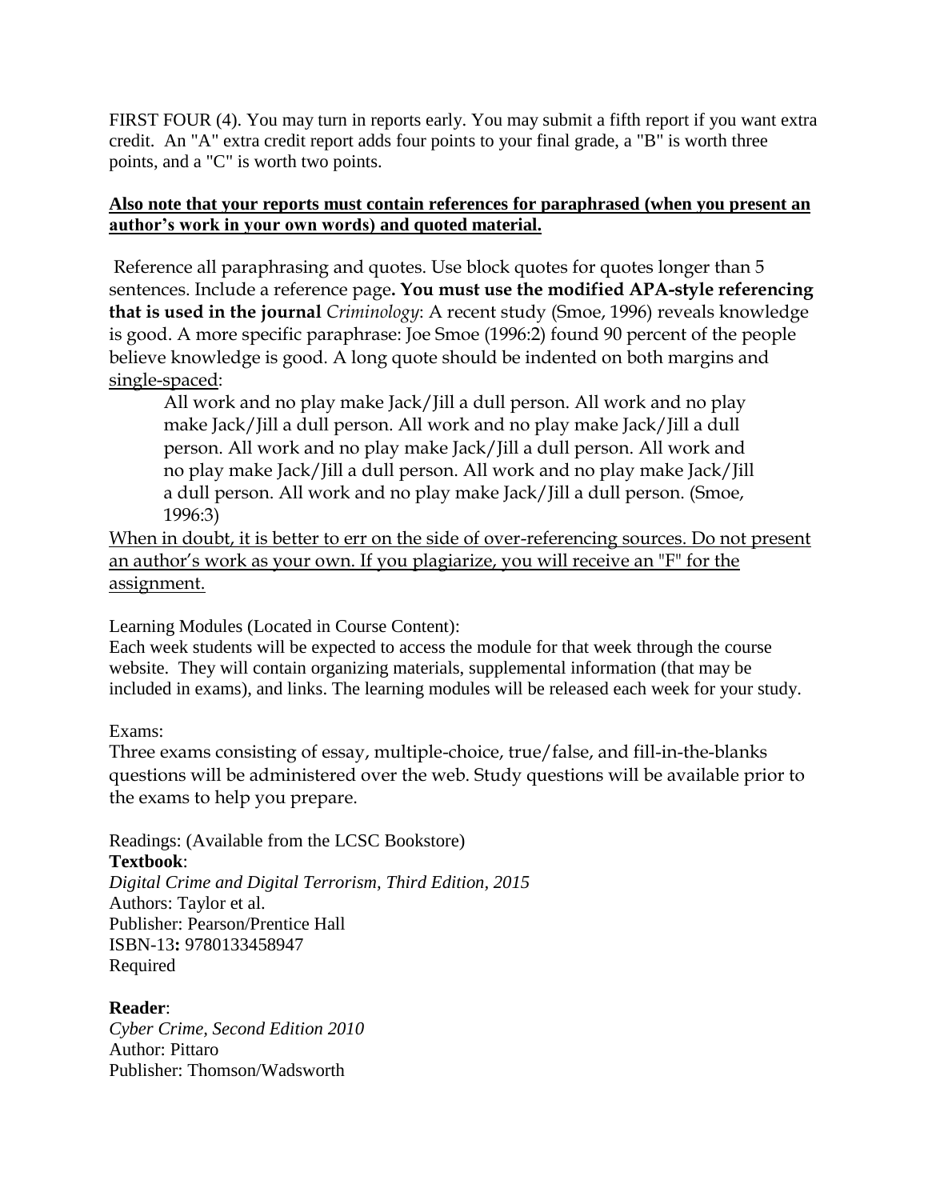FIRST FOUR (4). You may turn in reports early. You may submit a fifth report if you want extra credit. An "A" extra credit report adds four points to your final grade, a "B" is worth three points, and a "C" is worth two points.

**Also note that your reports must contain references for paraphrased (when you present an author's work in your own words) and quoted material.**

Reference all paraphrasing and quotes. Use block quotes for quotes longer than 5 sentences. Include a reference page**. You must use the modified APA-style referencing that is used in the journal *Criminology***: A recent study (Smoe, 1996) reveals knowledge is good. A more specific paraphrase: Joe Smoe (1996:2) found 90 percent of the people believe knowledge is good. A long quote should be indented on both margins and single-spaced:

> All work and no play make Jack/Jill a dull person. All work and no play make Jack/Jill a dull person. All work and no play make Jack/Jill a dull person. All work and no play make Jack/Jill a dull person. All work and no play make Jack/Jill a dull person. All work and no play make Jack/Jill a dull person. All work and no play make Jack/Jill a dull person. (Smoe, 1996:3)

When in doubt, it is better to err on the side of over-referencing sources. Do not present an author's work as your own. If you plagiarize, you will receive an "F" for the assignment.

Learning Modules (Located in Course Content):
Each week students will be expected to access the module for that week through the course website. They will contain organizing materials, supplemental information (that may be included in exams), and links. The learning modules will be released each week for your study.

Exams:
Three exams consisting of essay, multiple-choice, true/false, and fill-in-the-blanks questions will be administered over the web. Study questions will be available prior to the exams to help you prepare.

Readings: (Available from the LCSC Bookstore)
**Textbook**:
*Digital Crime and Digital Terrorism, Third Edition, 2015*
Authors: Taylor et al.
Publisher: Pearson/Prentice Hall
ISBN-13**:** 9780133458947
Required

**Reader**:
*Cyber Crime, Second Edition 2010*
Author: Pittaro
Publisher: Thomson/Wadsworth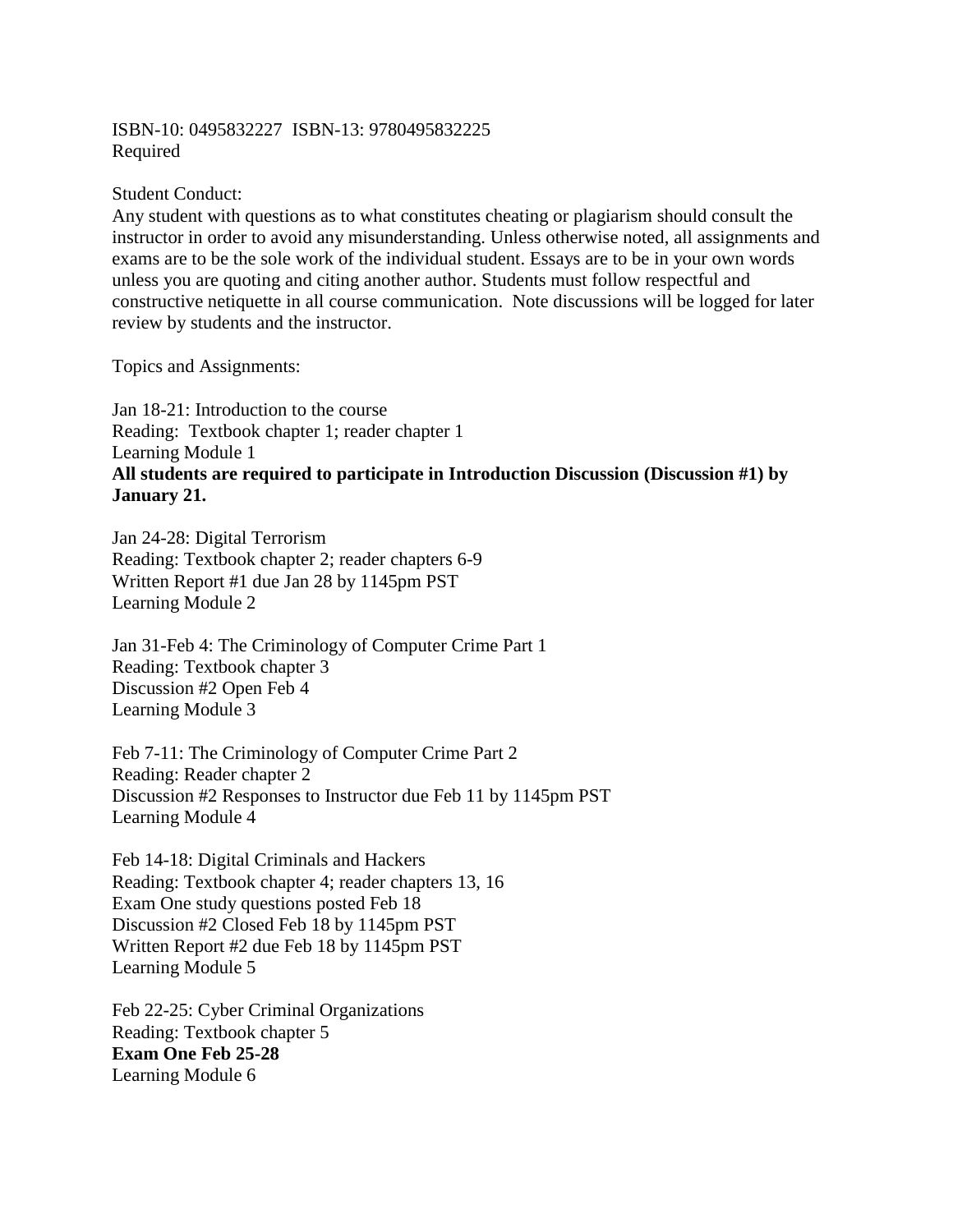ISBN-10: 0495832227  ISBN-13: 9780495832225
Required

Student Conduct:
Any student with questions as to what constitutes cheating or plagiarism should consult the instructor in order to avoid any misunderstanding. Unless otherwise noted, all assignments and exams are to be the sole work of the individual student. Essays are to be in your own words unless you are quoting and citing another author. Students must follow respectful and constructive netiquette in all course communication.  Note discussions will be logged for later review by students and the instructor.

Topics and Assignments:

Jan 18-21: Introduction to the course
Reading:  Textbook chapter 1; reader chapter 1
Learning Module 1
**All students are required to participate in Introduction Discussion (Discussion #1) by January 21.**

Jan 24-28: Digital Terrorism
Reading: Textbook chapter 2; reader chapters 6-9
Written Report #1 due Jan 28 by 1145pm PST
Learning Module 2

Jan 31-Feb 4: The Criminology of Computer Crime Part 1
Reading: Textbook chapter 3
Discussion #2 Open Feb 4
Learning Module 3

Feb 7-11: The Criminology of Computer Crime Part 2
Reading: Reader chapter 2
Discussion #2 Responses to Instructor due Feb 11 by 1145pm PST
Learning Module 4

Feb 14-18: Digital Criminals and Hackers
Reading: Textbook chapter 4; reader chapters 13, 16
Exam One study questions posted Feb 18
Discussion #2 Closed Feb 18 by 1145pm PST
Written Report #2 due Feb 18 by 1145pm PST
Learning Module 5

Feb 22-25: Cyber Criminal Organizations
Reading: Textbook chapter 5
**Exam One Feb 25-28**
Learning Module 6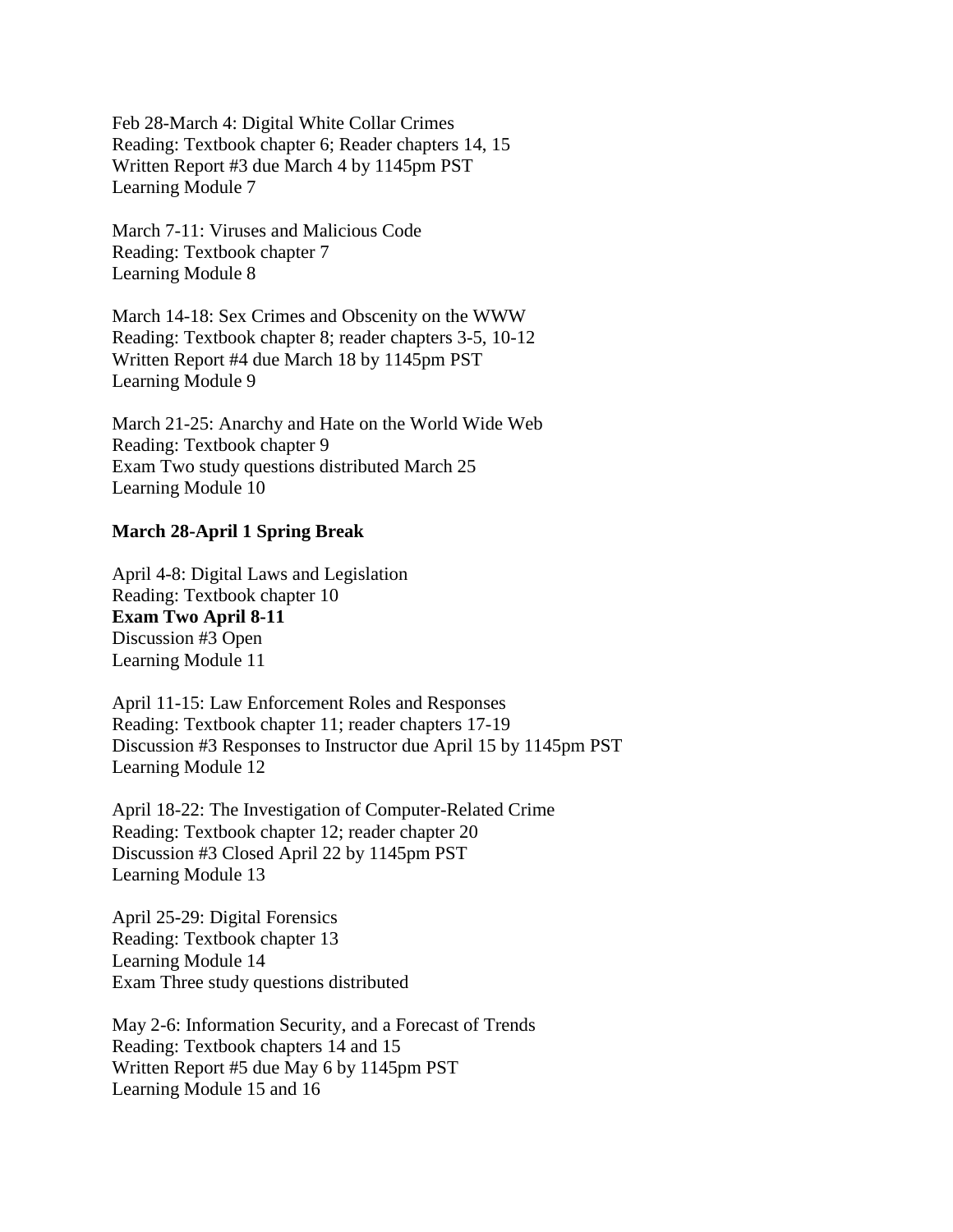Feb 28-March 4: Digital White Collar Crimes
Reading: Textbook chapter 6; Reader chapters 14, 15
Written Report #3 due March 4 by 1145pm PST
Learning Module 7

March 7-11: Viruses and Malicious Code
Reading: Textbook chapter 7
Learning Module 8

March 14-18: Sex Crimes and Obscenity on the WWW
Reading: Textbook chapter 8; reader chapters 3-5, 10-12
Written Report #4 due March 18 by 1145pm PST
Learning Module 9

March 21-25: Anarchy and Hate on the World Wide Web
Reading: Textbook chapter 9
Exam Two study questions distributed March 25
Learning Module 10

**March 28-April 1 Spring Break**

April 4-8: Digital Laws and Legislation
Reading: Textbook chapter 10
**Exam Two April 8-11**
Discussion #3 Open
Learning Module 11

April 11-15: Law Enforcement Roles and Responses
Reading: Textbook chapter 11; reader chapters 17-19
Discussion #3 Responses to Instructor due April 15 by 1145pm PST
Learning Module 12

April 18-22: The Investigation of Computer-Related Crime
Reading: Textbook chapter 12; reader chapter 20
Discussion #3 Closed April 22 by 1145pm PST
Learning Module 13

April 25-29: Digital Forensics
Reading: Textbook chapter 13
Learning Module 14
Exam Three study questions distributed

May 2-6: Information Security, and a Forecast of Trends
Reading: Textbook chapters 14 and 15
Written Report #5 due May 6 by 1145pm PST
Learning Module 15 and 16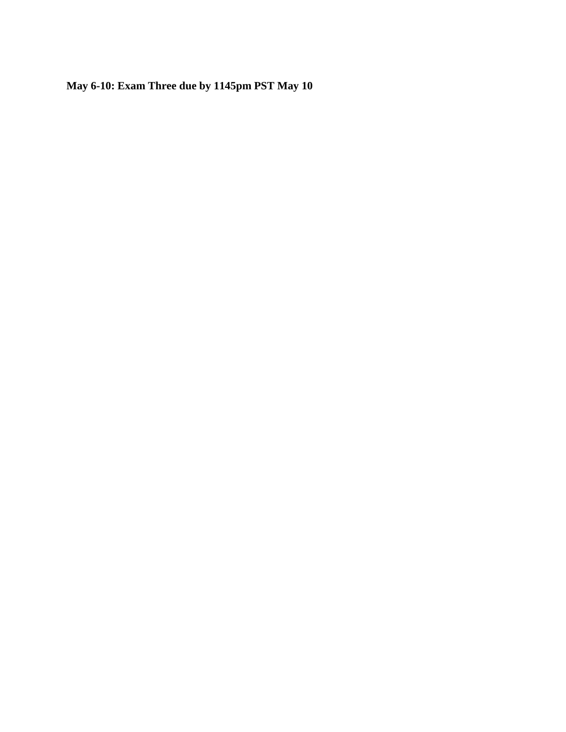**May 6-10: Exam Three due by 1145pm PST May 10**